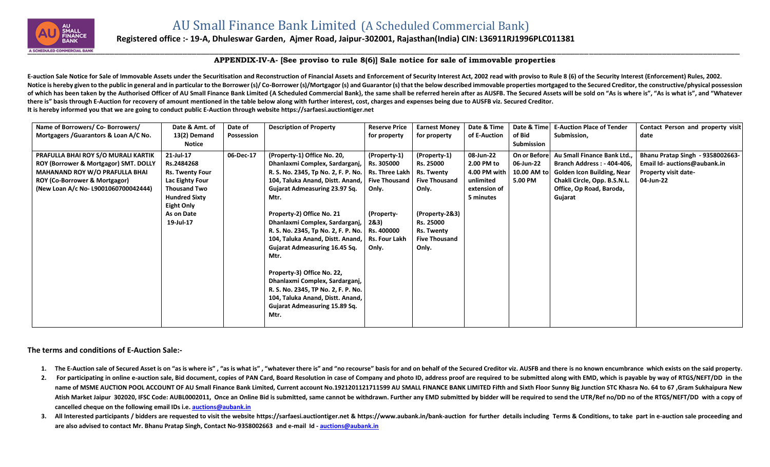# AU Small Finance Bank Limited (A Scheduled Commercial Bank)

**Registered office :- 19-A, Dhuleswar Garden, Ajmer Road, Jaipur-302001, Rajasthan(India) CIN: L36911RJ1996PLC011381**

## APPENDIX-IV-A- [See proviso to rule 8(6)] Sale notice for sale of immovable properties

**E-auction Sale Notice for Sale of Immovable Assets under the Securitisation and Reconstruction of Financial Assets and Enforcement of Security Interest Act, 2002 read with proviso to Rule 8 (6) of the Security Interest (Enforcement) Rules, 2002.**
**Notice is hereby given to the public in general and in particular to the Borrower (s)/ Co-Borrower (s)/Mortgagor (s) and Guarantor (s) that the below described immovable properties mortgaged to the Secured Creditor, the constructive/physical possession of which has been taken by the Authorised Officer of AU Small Finance Bank Limited {A Scheduled Commercial Bank}, the same shall be referred herein after as AUSFB. The Secured Assets will be sold on "As is where is", "As is what is", and "Whatever there is" basis through E-Auction for recovery of amount mentioned in the table below along with further interest, cost, charges and expenses being due to AUSFB viz. Secured Creditor.**
**It is hereby informed you that we are going to conduct public E-Auction through website https://sarfaesi.auctiontiger.net**

| Name of Borrowers/ Co- Borrowers/ Mortgagers /Guarantors & Loan A/C No. | Date & Amt. of 13(2) Demand Notice | Date of Possession | Description of Property | Reserve Price for property | Earnest Money for property | Date & Time of E-Auction | Date & Time of Bid Submission | E-Auction Place of Tender Submission, | Contact Person and property visit date |
|---|---|---|---|---|---|---|---|---|---|
| PRAFULLA BHAI ROY S/O MURALI KARTIK ROY (Borrower & Mortgagor) SMT. DOLLY MAHANAND ROY W/O PRAFULLA BHAI ROY (Co-Borrower & Mortgagor) (New Loan A/c No- L9001060700042444) | 21-Jul-17 Rs.2484268 Rs. Twenty Four Lac Eighty Four Thousand Two Hundred Sixty Eight Only As on Date 19-Jul-17 | 06-Dec-17 | (Property-1) Office No. 20, Dhanlaxmi Complex, Sardarganj, R. S. No. 2345, Tp No. 2, F. P. No. 104, Taluka Anand, Distt. Anand, Gujarat Admeasuring 23.97 Sq. Mtr.<br><br>Property-2) Office No. 21 Dhanlaxmi Complex, Sardarganj, R. S. No. 2345, Tp No. 2, F. P. No. 104, Taluka Anand, Distt. Anand, Gujarat Admeasuring 16.45 Sq. Mtr.<br><br>Property-3) Office No. 22, Dhanlaxmi Complex, Sardarganj, R. S. No. 2345, TP No. 2, F. P. No. 104, Taluka Anand, Distt. Anand, Gujarat Admeasuring 15.89 Sq. Mtr. | (Property-1) Rs. 305000 Rs. Three Lakh Five Thousand Only.<br><br>(Property-2&3) Rs. 400000 Rs. Four Lakh Only. | (Property-1) Rs. 25000 Rs. Twenty Five Thousand Only.<br><br>(Property-2&3) Rs. 25000 Rs. Twenty Five Thousand Only. | 08-Jun-22 2.00 PM to 4.00 PM with unlimited extension of 5 minutes | On or Before 06-Jun-22 10.00 AM to 5.00 PM | Au Small Finance Bank Ltd., Branch Address : - 404-406, Golden Icon Building, Near Chakli Circle, Opp. B.S.N.L. Office, Op Road, Baroda, Gujarat | Bhanu Pratap Singh - 9358002663- Email Id- auctions@aubank.in Property visit date- 04-Jun-22 |

### The terms and conditions of E-Auction Sale:-

1. **The E-Auction sale of Secured Asset is on "as is where is" , "as is what is" , "whatever there is" and "no recourse" basis for and on behalf of the Secured Creditor viz. AUSFB and there is no known encumbrance which exists on the said property.**
2. **For participating in online e-auction sale, Bid document, copies of PAN Card, Board Resolution in case of Company and photo ID, address proof are required to be submitted along with EMD, which is payable by way of RTGS/NEFT/DD in the name of MSME AUCTION POOL ACCOUNT OF AU Small Finance Bank Limited, Current account No.1921201121711599 AU SMALL FINANCE BANK LIMITED Fifth and Sixth Floor Sunny Big Junction STC Khasra No. 64 to 67 ,Gram Sukhaipura New Atish Market Jaipur 302020, IFSC Code: AUBL0002011, Once an Online Bid is submitted, same cannot be withdrawn. Further any EMD submitted by bidder will be required to send the UTR/Ref no/DD no of the RTGS/NEFT/DD with a copy of cancelled cheque on the following email IDs i.e. auctions@aubank.in**
3. **All Interested participants / bidders are requested to visit the website https://sarfaesi.auctiontiger.net & https://www.aubank.in/bank-auction for further details including Terms & Conditions, to take part in e-auction sale proceeding and are also advised to contact Mr. Bhanu Pratap Singh, Contact No-9358002663 and e-mail Id - auctions@aubank.in**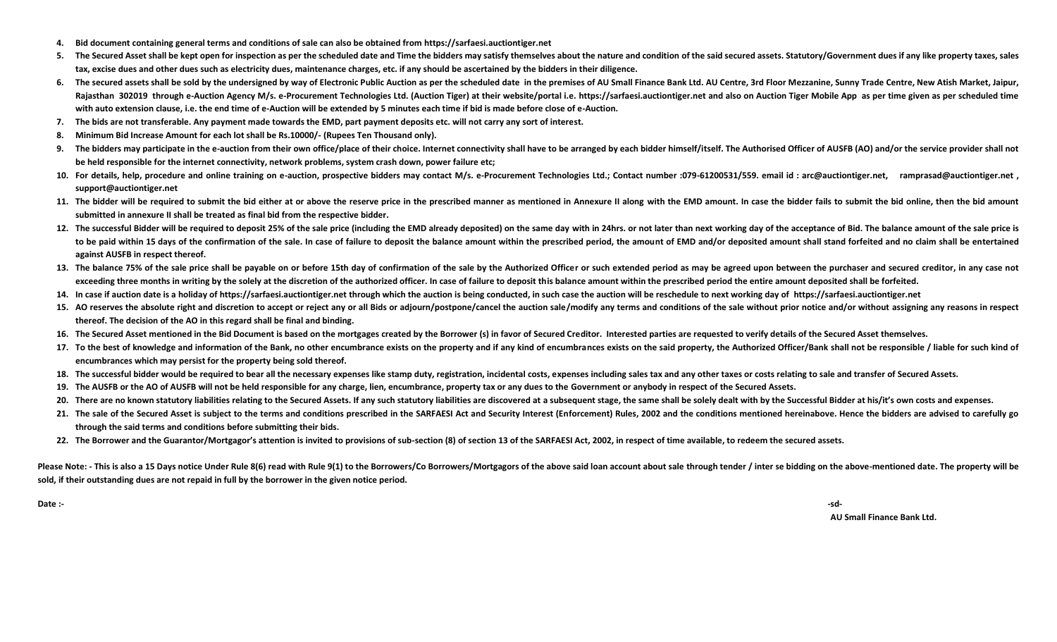4. **Bid document containing general terms and conditions of sale can also be obtained from https://sarfaesi.auctiontiger.net**
5. **The Secured Asset shall be kept open for inspection as per the scheduled date and Time the bidders may satisfy themselves about the nature and condition of the said secured assets. Statutory/Government dues if any like property taxes, sales tax, excise dues and other dues such as electricity dues, maintenance charges, etc. if any should be ascertained by the bidders in their diligence.**
6. **The secured assets shall be sold by the undersigned by way of Electronic Public Auction as per the scheduled date in the premises of AU Small Finance Bank Ltd. AU Centre, 3rd Floor Mezzanine, Sunny Trade Centre, New Atish Market, Jaipur, Rajasthan 302019 through e-Auction Agency M/s. e-Procurement Technologies Ltd. (Auction Tiger) at their website/portal i.e. https://sarfaesi.auctiontiger.net and also on Auction Tiger Mobile App as per time given as per scheduled time with auto extension clause, i.e. the end time of e-Auction will be extended by 5 minutes each time if bid is made before close of e-Auction.**
7. **The bids are not transferable. Any payment made towards the EMD, part payment deposits etc. will not carry any sort of interest.**
8. **Minimum Bid Increase Amount for each lot shall be Rs.10000/- (Rupees Ten Thousand only).**
9. **The bidders may participate in the e-auction from their own office/place of their choice. Internet connectivity shall have to be arranged by each bidder himself/itself. The Authorised Officer of AUSFB (AO) and/or the service provider shall not be held responsible for the internet connectivity, network problems, system crash down, power failure etc;**
10. **For details, help, procedure and online training on e-auction, prospective bidders may contact M/s. e-Procurement Technologies Ltd.; Contact number :079-61200531/559. email id : arc@auctiontiger.net, ramprasad@auctiontiger.net , support@auctiontiger.net**
11. **The bidder will be required to submit the bid either at or above the reserve price in the prescribed manner as mentioned in Annexure II along with the EMD amount. In case the bidder fails to submit the bid online, then the bid amount submitted in annexure II shall be treated as final bid from the respective bidder.**
12. **The successful Bidder will be required to deposit 25% of the sale price (including the EMD already deposited) on the same day with in 24hrs. or not later than next working day of the acceptance of Bid. The balance amount of the sale price is to be paid within 15 days of the confirmation of the sale. In case of failure to deposit the balance amount within the prescribed period, the amount of EMD and/or deposited amount shall stand forfeited and no claim shall be entertained against AUSFB in respect thereof.**
13. **The balance 75% of the sale price shall be payable on or before 15th day of confirmation of the sale by the Authorized Officer or such extended period as may be agreed upon between the purchaser and secured creditor, in any case not exceeding three months in writing by the solely at the discretion of the authorized officer. In case of failure to deposit this balance amount within the prescribed period the entire amount deposited shall be forfeited.**
14. **In case if auction date is a holiday of https://sarfaesi.auctiontiger.net through which the auction is being conducted, in such case the auction will be reschedule to next working day of https://sarfaesi.auctiontiger.net**
15. **AO reserves the absolute right and discretion to accept or reject any or all Bids or adjourn/postpone/cancel the auction sale/modify any terms and conditions of the sale without prior notice and/or without assigning any reasons in respect thereof. The decision of the AO in this regard shall be final and binding.**
16. **The Secured Asset mentioned in the Bid Document is based on the mortgages created by the Borrower (s) in favor of Secured Creditor. Interested parties are requested to verify details of the Secured Asset themselves.**
17. **To the best of knowledge and information of the Bank, no other encumbrance exists on the property and if any kind of encumbrances exists on the said property, the Authorized Officer/Bank shall not be responsible / liable for such kind of encumbrances which may persist for the property being sold thereof.**
18. **The successful bidder would be required to bear all the necessary expenses like stamp duty, registration, incidental costs, expenses including sales tax and any other taxes or costs relating to sale and transfer of Secured Assets.**
19. **The AUSFB or the AO of AUSFB will not be held responsible for any charge, lien, encumbrance, property tax or any dues to the Government or anybody in respect of the Secured Assets.**
20. **There are no known statutory liabilities relating to the Secured Assets. If any such statutory liabilities are discovered at a subsequent stage, the same shall be solely dealt with by the Successful Bidder at his/it's own costs and expenses.**
21. **The sale of the Secured Asset is subject to the terms and conditions prescribed in the SARFAESI Act and Security Interest (Enforcement) Rules, 2002 and the conditions mentioned hereinabove. Hence the bidders are advised to carefully go through the said terms and conditions before submitting their bids.**
22. **The Borrower and the Guarantor/Mortgagor's attention is invited to provisions of sub-section (8) of section 13 of the SARFAESI Act, 2002, in respect of time available, to redeem the secured assets.**

**Please Note: - This is also a 15 Days notice Under Rule 8(6) read with Rule 9(1) to the Borrowers/Co Borrowers/Mortgagors of the above said loan account about sale through tender / inter se bidding on the above-mentioned date. The property will be sold, if their outstanding dues are not repaid in full by the borrower in the given notice period.**

**Date :-**

**-sd-**

**AU Small Finance Bank Ltd.**